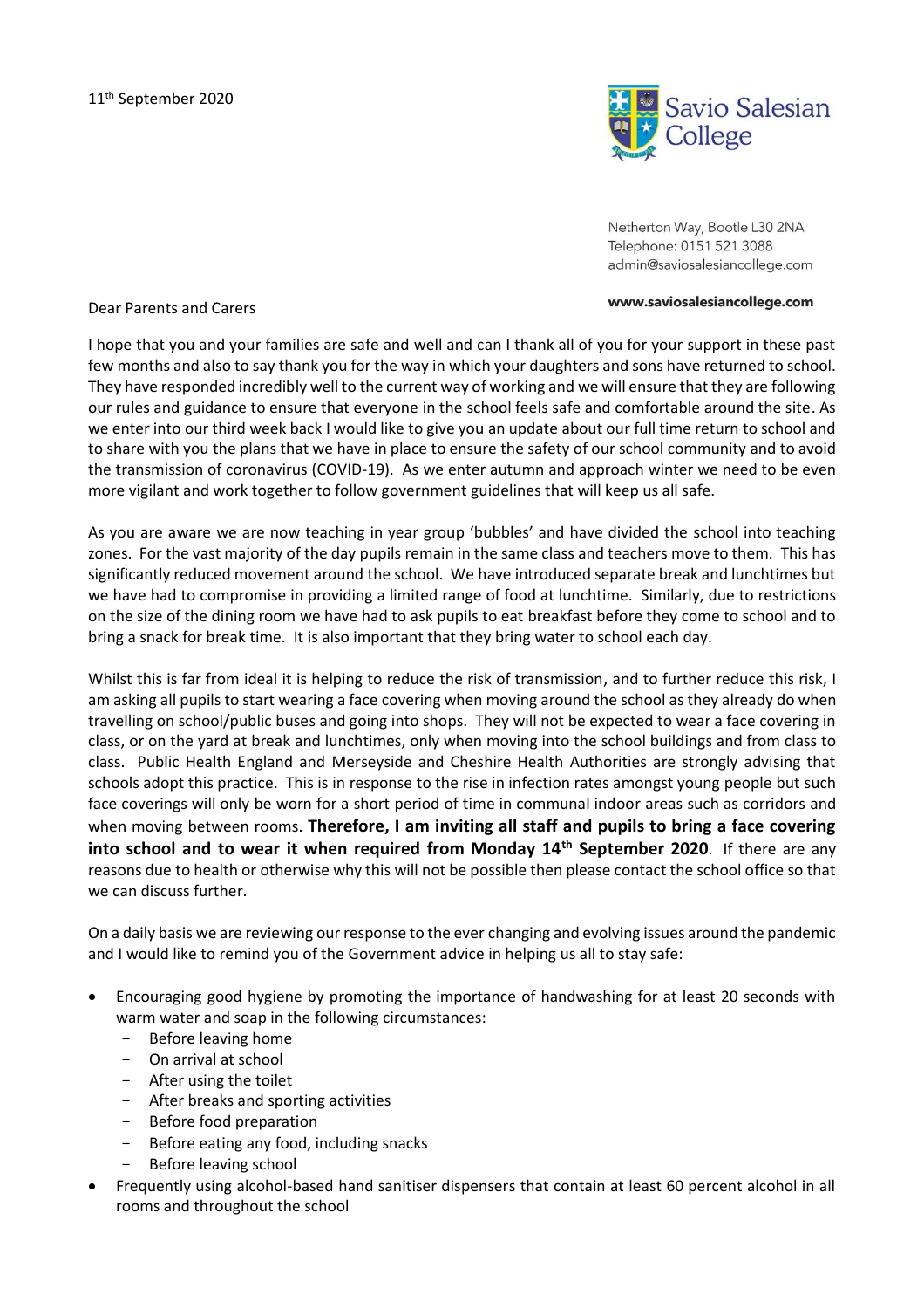11th September 2020

Savio Salesian College

Netherton Way, Bootle L30 2NA
Telephone: 0151 521 3088
admin@saviosalesiancollege.com

**www.saviosalesiancollege.com**

Dear Parents and Carers

I hope that you and your families are safe and well and can I thank all of you for your support in these past few months and also to say thank you for the way in which your daughters and sons have returned to school. They have responded incredibly well to the current way of working and we will ensure that they are following our rules and guidance to ensure that everyone in the school feels safe and comfortable around the site. As we enter into our third week back I would like to give you an update about our full time return to school and to share with you the plans that we have in place to ensure the safety of our school community and to avoid the transmission of coronavirus (COVID-19). As we enter autumn and approach winter we need to be even more vigilant and work together to follow government guidelines that will keep us all safe.

As you are aware we are now teaching in year group 'bubbles' and have divided the school into teaching zones. For the vast majority of the day pupils remain in the same class and teachers move to them. This has significantly reduced movement around the school. We have introduced separate break and lunchtimes but we have had to compromise in providing a limited range of food at lunchtime. Similarly, due to restrictions on the size of the dining room we have had to ask pupils to eat breakfast before they come to school and to bring a snack for break time. It is also important that they bring water to school each day.

Whilst this is far from ideal it is helping to reduce the risk of transmission, and to further reduce this risk, I am asking all pupils to start wearing a face covering when moving around the school as they already do when travelling on school/public buses and going into shops. They will not be expected to wear a face covering in class, or on the yard at break and lunchtimes, only when moving into the school buildings and from class to class. Public Health England and Merseyside and Cheshire Health Authorities are strongly advising that schools adopt this practice. This is in response to the rise in infection rates amongst young people but such face coverings will only be worn for a short period of time in communal indoor areas such as corridors and when moving between rooms. **Therefore, I am inviting all staff and pupils to bring a face covering into school and to wear it when required from Monday 14th September 2020**. If there are any reasons due to health or otherwise why this will not be possible then please contact the school office so that we can discuss further.

On a daily basis we are reviewing our response to the ever changing and evolving issues around the pandemic and I would like to remind you of the Government advice in helping us all to stay safe:

- Encouraging good hygiene by promoting the importance of handwashing for at least 20 seconds with warm water and soap in the following circumstances:
  - Before leaving home
  - On arrival at school
  - After using the toilet
  - After breaks and sporting activities
  - Before food preparation
  - Before eating any food, including snacks
  - Before leaving school
- Frequently using alcohol-based hand sanitiser dispensers that contain at least 60 percent alcohol in all rooms and throughout the school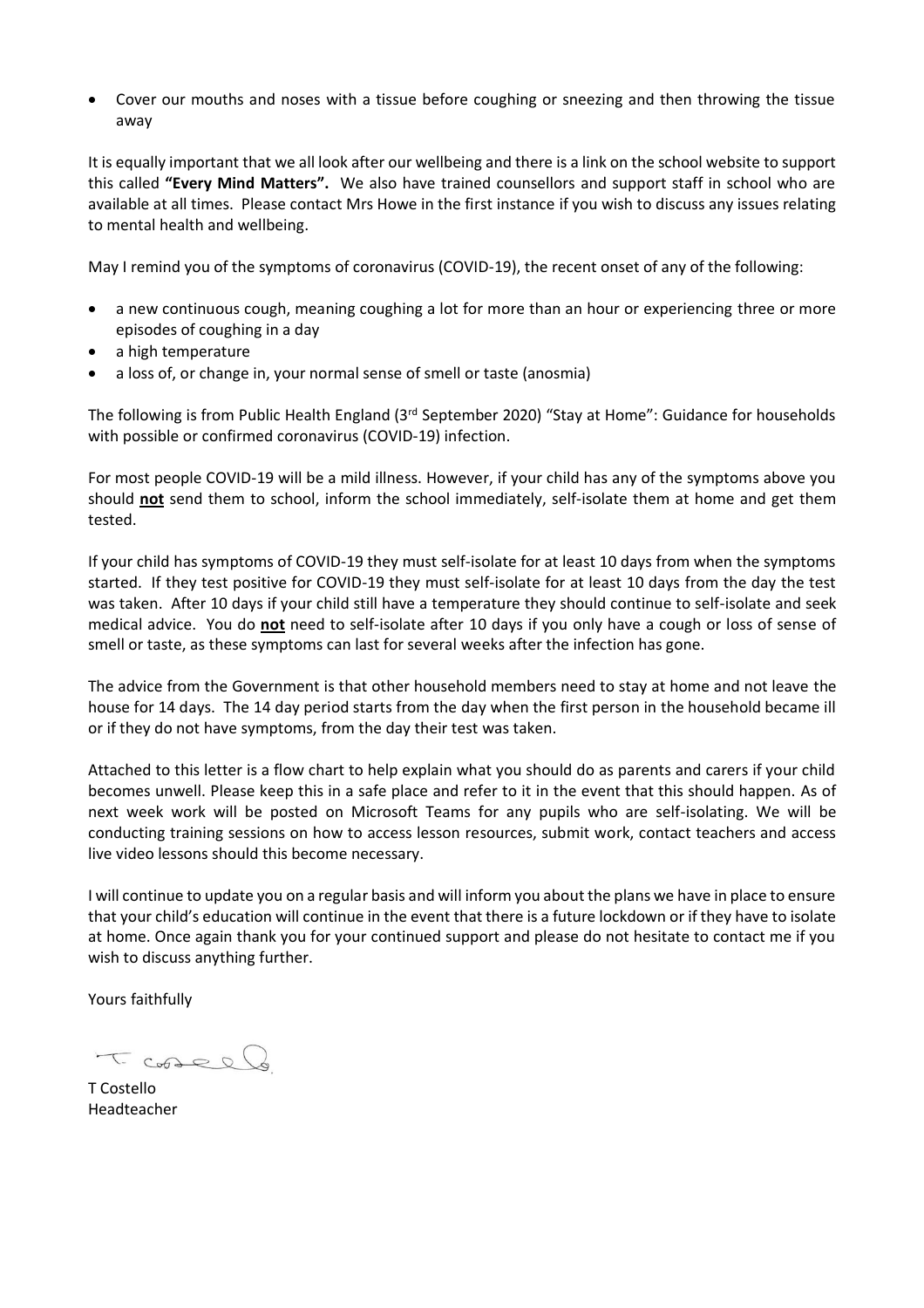- Cover our mouths and noses with a tissue before coughing or sneezing and then throwing the tissue away

It is equally important that we all look after our wellbeing and there is a link on the school website to support this called **"Every Mind Matters".** We also have trained counsellors and support staff in school who are available at all times. Please contact Mrs Howe in the first instance if you wish to discuss any issues relating to mental health and wellbeing.

May I remind you of the symptoms of coronavirus (COVID-19), the recent onset of any of the following:

- a new continuous cough, meaning coughing a lot for more than an hour or experiencing three or more episodes of coughing in a day
- a high temperature
- a loss of, or change in, your normal sense of smell or taste (anosmia)

The following is from Public Health England (3rd September 2020) "Stay at Home": Guidance for households with possible or confirmed coronavirus (COVID-19) infection.

For most people COVID-19 will be a mild illness. However, if your child has any of the symptoms above you should **not** send them to school, inform the school immediately, self-isolate them at home and get them tested.

If your child has symptoms of COVID-19 they must self-isolate for at least 10 days from when the symptoms started. If they test positive for COVID-19 they must self-isolate for at least 10 days from the day the test was taken. After 10 days if your child still have a temperature they should continue to self-isolate and seek medical advice. You do **not** need to self-isolate after 10 days if you only have a cough or loss of sense of smell or taste, as these symptoms can last for several weeks after the infection has gone.

The advice from the Government is that other household members need to stay at home and not leave the house for 14 days. The 14 day period starts from the day when the first person in the household became ill or if they do not have symptoms, from the day their test was taken.

Attached to this letter is a flow chart to help explain what you should do as parents and carers if your child becomes unwell. Please keep this in a safe place and refer to it in the event that this should happen. As of next week work will be posted on Microsoft Teams for any pupils who are self-isolating. We will be conducting training sessions on how to access lesson resources, submit work, contact teachers and access live video lessons should this become necessary.

I will continue to update you on a regular basis and will inform you about the plans we have in place to ensure that your child's education will continue in the event that there is a future lockdown or if they have to isolate at home. Once again thank you for your continued support and please do not hesitate to contact me if you wish to discuss anything further.

Yours faithfully

T Costello
Headteacher